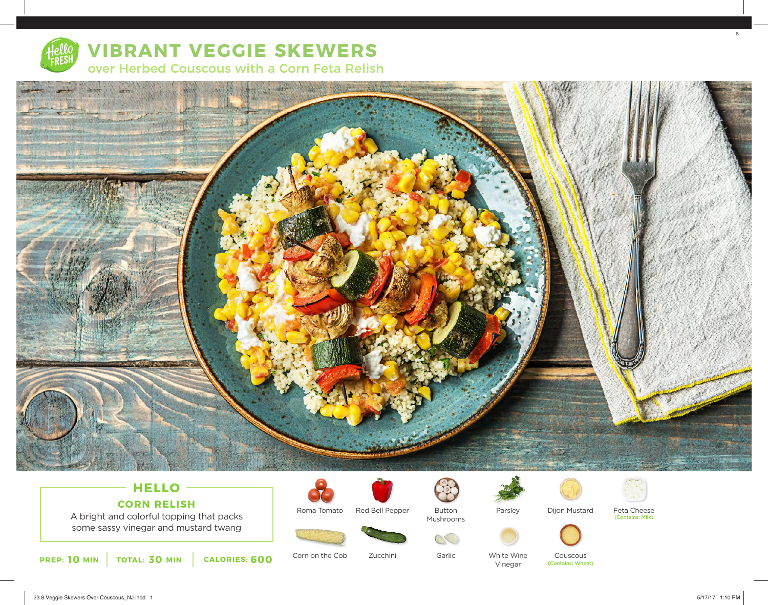# VIBRANT VEGGIE SKEWERS

## over Herbed Couscous with a Corn Feta Relish

## HELLO

### CORN RELISH

A bright and colorful topping that packs some sassy vinegar and mustard twang

**PREP: 10 MIN** | **TOTAL: 30 MIN** | **CALORIES: 600**

- Roma Tomato
- Red Bell Pepper
- Button Mushrooms
- Parsley
- Dijon Mustard
- Feta Cheese (Contains: Milk)
- Corn on the Cob
- Zucchini
- Garlic
- White Wine Vinegar
- Couscous (Contains: Wheat)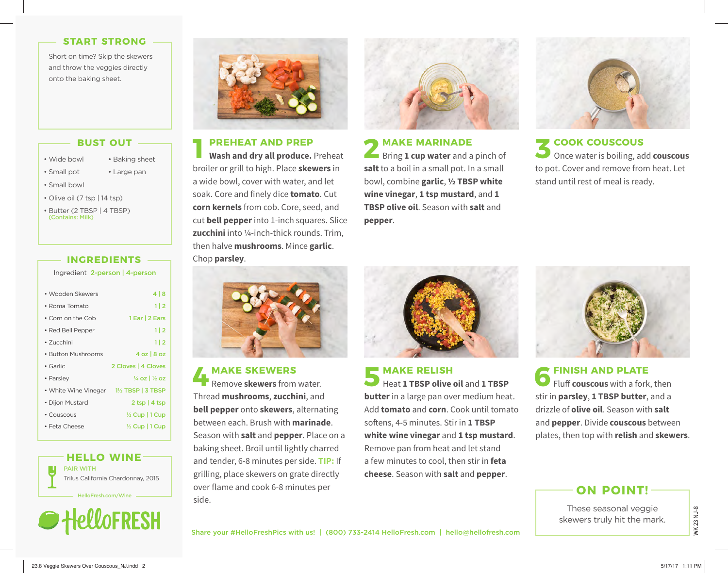## START STRONG

Short on time? Skip the skewers and throw the veggies directly onto the baking sheet.

## BUST OUT

- Wide bowl
- Baking sheet
- Small pot
- Large pan
- Small bowl
- Olive oil (7 tsp | 14 tsp)
- Butter (2 TBSP | 4 TBSP)
  (Contains: Milk)

## INGREDIENTS

| Ingredient | 2-person \| 4-person |
|---|---|
| Wooden Skewers | 4 \| 8 |
| Roma Tomato | 1 \| 2 |
| Corn on the Cob | 1 Ear \| 2 Ears |
| Red Bell Pepper | 1 \| 2 |
| Zucchini | 1 \| 2 |
| Button Mushrooms | 4 oz \| 8 oz |
| Garlic | 2 Cloves \| 4 Cloves |
| Parsley | ¼ oz \| ½ oz |
| White Wine Vinegar | 1½ TBSP \| 3 TBSP |
| Dijon Mustard | 2 tsp \| 4 tsp |
| Couscous | ½ Cup \| 1 Cup |
| Feta Cheese | ½ Cup \| 1 Cup |

## HELLO WINE

PAIR WITH
Trilus California Chardonnay, 2015

HelloFresh.com/Wine

HelloFRESH

## 1 PREHEAT AND PREP

**Wash and dry all produce.** Preheat broiler or grill to high. Place **skewers** in a wide bowl, cover with water, and let soak. Core and finely dice **tomato**. Cut **corn kernels** from cob. Core, seed, and cut **bell pepper** into 1-inch squares. Slice **zucchini** into ¼-inch-thick rounds. Trim, then halve **mushrooms**. Mince **garlic**. Chop **parsley**.

## 2 MAKE MARINADE

Bring **1 cup water** and a pinch of **salt** to a boil in a small pot. In a small bowl, combine **garlic**, **½ TBSP white wine vinegar**, **1 tsp mustard**, and **1 TBSP olive oil**. Season with **salt** and **pepper**.

## 3 COOK COUSCOUS

Once water is boiling, add **couscous** to pot. Cover and remove from heat. Let stand until rest of meal is ready.

## 4 MAKE SKEWERS

Remove **skewers** from water. Thread **mushrooms**, **zucchini**, and **bell pepper** onto **skewers**, alternating between each. Brush with **marinade**. Season with **salt** and **pepper**. Place on a baking sheet. Broil until lightly charred and tender, 6-8 minutes per side. **TIP:** If grilling, place skewers on grate directly over flame and cook 6-8 minutes per side.

## 5 MAKE RELISH

Heat **1 TBSP olive oil** and **1 TBSP butter** in a large pan over medium heat. Add **tomato** and **corn**. Cook until tomato softens, 4-5 minutes. Stir in **1 TBSP white wine vinegar** and **1 tsp mustard**. Remove pan from heat and let stand a few minutes to cool, then stir in **feta cheese**. Season with **salt** and **pepper**.

## 6 FINISH AND PLATE

Fluff **couscous** with a fork, then stir in **parsley**, **1 TBSP butter**, and a drizzle of **olive oil**. Season with **salt** and **pepper**. Divide **couscous** between plates, then top with **relish** and **skewers**.

## ON POINT!

These seasonal veggie skewers truly hit the mark.

Share your #HelloFreshPics with us! | (800) 733-2414 HelloFresh.com | hello@hellofresh.com

WK 23 NJ-8